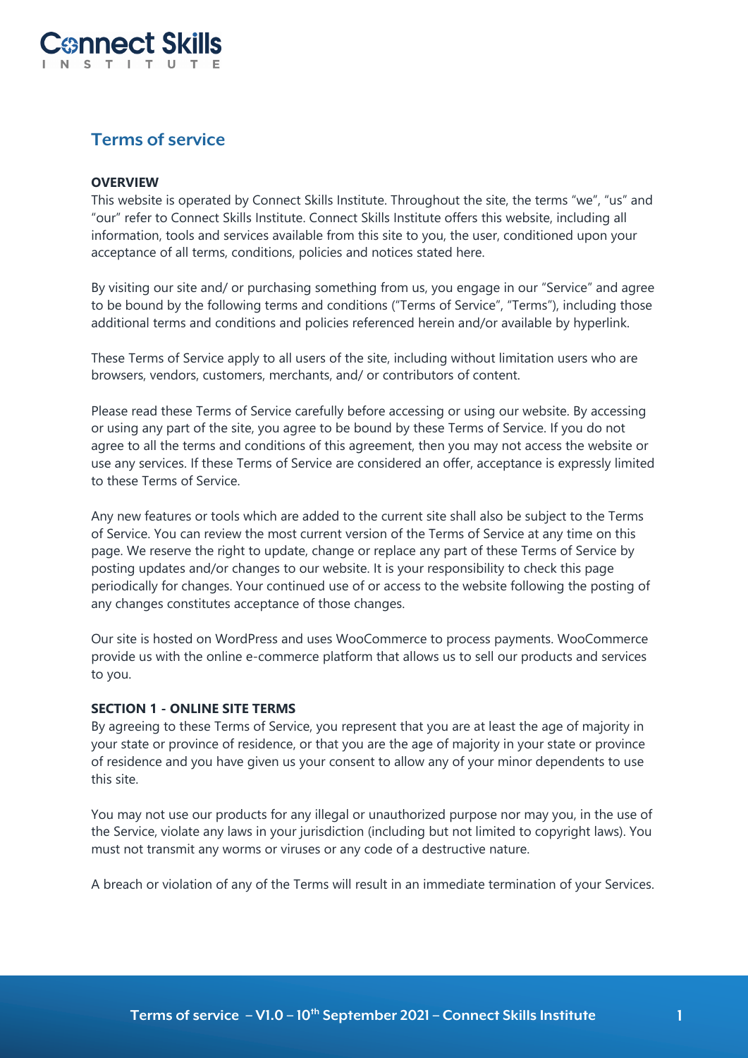# Terms of service

**OVERVIEW**

This website is operated by Connect Skills Institute. Throughout the site, the terms "we", "us" and "our" refer to Connect Skills Institute. Connect Skills Institute offers this website, including all information, tools and services available from this site to you, the user, conditioned upon your acceptance of all terms, conditions, policies and notices stated here.

By visiting our site and/ or purchasing something from us, you engage in our "Service" and agree to be bound by the following terms and conditions ("Terms of Service", "Terms"), including those additional terms and conditions and policies referenced herein and/or available by hyperlink.

These Terms of Service apply to all users of the site, including without limitation users who are browsers, vendors, customers, merchants, and/ or contributors of content.

Please read these Terms of Service carefully before accessing or using our website. By accessing or using any part of the site, you agree to be bound by these Terms of Service. If you do not agree to all the terms and conditions of this agreement, then you may not access the website or use any services. If these Terms of Service are considered an offer, acceptance is expressly limited to these Terms of Service.

Any new features or tools which are added to the current site shall also be subject to the Terms of Service. You can review the most current version of the Terms of Service at any time on this page. We reserve the right to update, change or replace any part of these Terms of Service by posting updates and/or changes to our website. It is your responsibility to check this page periodically for changes. Your continued use of or access to the website following the posting of any changes constitutes acceptance of those changes.

Our site is hosted on WordPress and uses WooCommerce to process payments. WooCommerce provide us with the online e-commerce platform that allows us to sell our products and services to you.

**SECTION 1 - ONLINE SITE TERMS**

By agreeing to these Terms of Service, you represent that you are at least the age of majority in your state or province of residence, or that you are the age of majority in your state or province of residence and you have given us your consent to allow any of your minor dependents to use this site.

You may not use our products for any illegal or unauthorized purpose nor may you, in the use of the Service, violate any laws in your jurisdiction (including but not limited to copyright laws). You must not transmit any worms or viruses or any code of a destructive nature.

A breach or violation of any of the Terms will result in an immediate termination of your Services.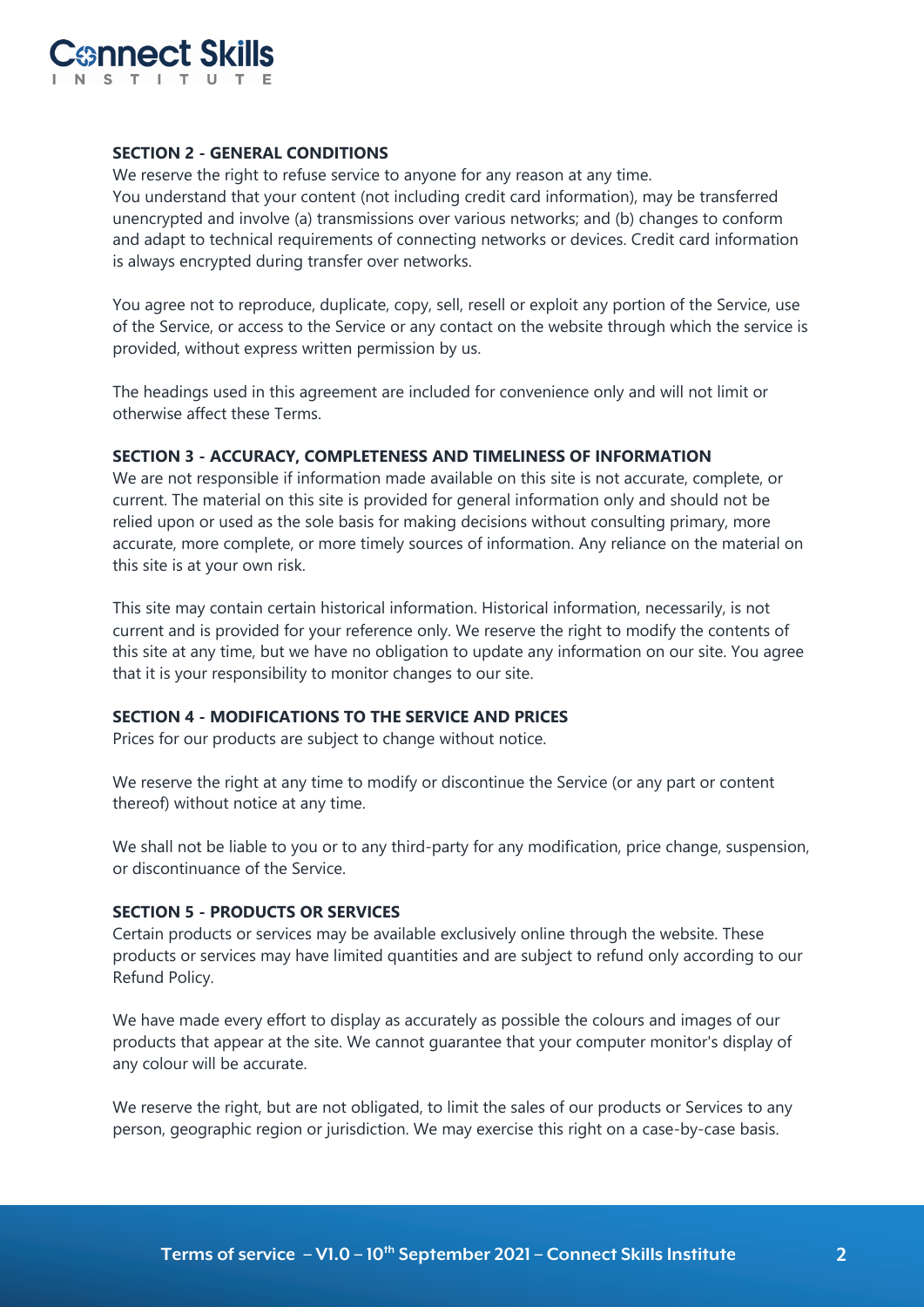**SECTION 2 - GENERAL CONDITIONS**

We reserve the right to refuse service to anyone for any reason at any time.
You understand that your content (not including credit card information), may be transferred unencrypted and involve (a) transmissions over various networks; and (b) changes to conform and adapt to technical requirements of connecting networks or devices. Credit card information is always encrypted during transfer over networks.

You agree not to reproduce, duplicate, copy, sell, resell or exploit any portion of the Service, use of the Service, or access to the Service or any contact on the website through which the service is provided, without express written permission by us.

The headings used in this agreement are included for convenience only and will not limit or otherwise affect these Terms.

**SECTION 3 - ACCURACY, COMPLETENESS AND TIMELINESS OF INFORMATION**

We are not responsible if information made available on this site is not accurate, complete, or current. The material on this site is provided for general information only and should not be relied upon or used as the sole basis for making decisions without consulting primary, more accurate, more complete, or more timely sources of information. Any reliance on the material on this site is at your own risk.

This site may contain certain historical information. Historical information, necessarily, is not current and is provided for your reference only. We reserve the right to modify the contents of this site at any time, but we have no obligation to update any information on our site. You agree that it is your responsibility to monitor changes to our site.

**SECTION 4 - MODIFICATIONS TO THE SERVICE AND PRICES**

Prices for our products are subject to change without notice.

We reserve the right at any time to modify or discontinue the Service (or any part or content thereof) without notice at any time.

We shall not be liable to you or to any third-party for any modification, price change, suspension, or discontinuance of the Service.

**SECTION 5 - PRODUCTS OR SERVICES**

Certain products or services may be available exclusively online through the website. These products or services may have limited quantities and are subject to refund only according to our Refund Policy.

We have made every effort to display as accurately as possible the colours and images of our products that appear at the site. We cannot guarantee that your computer monitor's display of any colour will be accurate.

We reserve the right, but are not obligated, to limit the sales of our products or Services to any person, geographic region or jurisdiction. We may exercise this right on a case-by-case basis.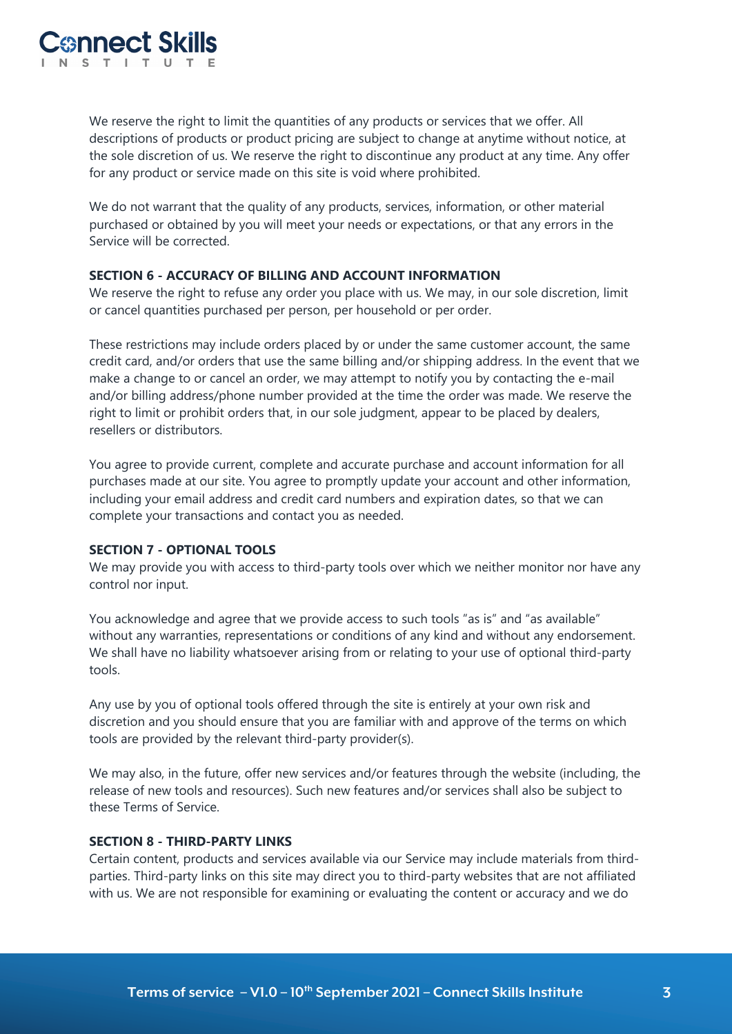We reserve the right to limit the quantities of any products or services that we offer. All descriptions of products or product pricing are subject to change at anytime without notice, at the sole discretion of us. We reserve the right to discontinue any product at any time. Any offer for any product or service made on this site is void where prohibited.

We do not warrant that the quality of any products, services, information, or other material purchased or obtained by you will meet your needs or expectations, or that any errors in the Service will be corrected.

**SECTION 6 - ACCURACY OF BILLING AND ACCOUNT INFORMATION**

We reserve the right to refuse any order you place with us. We may, in our sole discretion, limit or cancel quantities purchased per person, per household or per order.

These restrictions may include orders placed by or under the same customer account, the same credit card, and/or orders that use the same billing and/or shipping address. In the event that we make a change to or cancel an order, we may attempt to notify you by contacting the e-mail and/or billing address/phone number provided at the time the order was made. We reserve the right to limit or prohibit orders that, in our sole judgment, appear to be placed by dealers, resellers or distributors.

You agree to provide current, complete and accurate purchase and account information for all purchases made at our site. You agree to promptly update your account and other information, including your email address and credit card numbers and expiration dates, so that we can complete your transactions and contact you as needed.

**SECTION 7 - OPTIONAL TOOLS**

We may provide you with access to third-party tools over which we neither monitor nor have any control nor input.

You acknowledge and agree that we provide access to such tools "as is" and "as available" without any warranties, representations or conditions of any kind and without any endorsement. We shall have no liability whatsoever arising from or relating to your use of optional third-party tools.

Any use by you of optional tools offered through the site is entirely at your own risk and discretion and you should ensure that you are familiar with and approve of the terms on which tools are provided by the relevant third-party provider(s).

We may also, in the future, offer new services and/or features through the website (including, the release of new tools and resources). Such new features and/or services shall also be subject to these Terms of Service.

**SECTION 8 - THIRD-PARTY LINKS**

Certain content, products and services available via our Service may include materials from third-parties. Third-party links on this site may direct you to third-party websites that are not affiliated with us. We are not responsible for examining or evaluating the content or accuracy and we do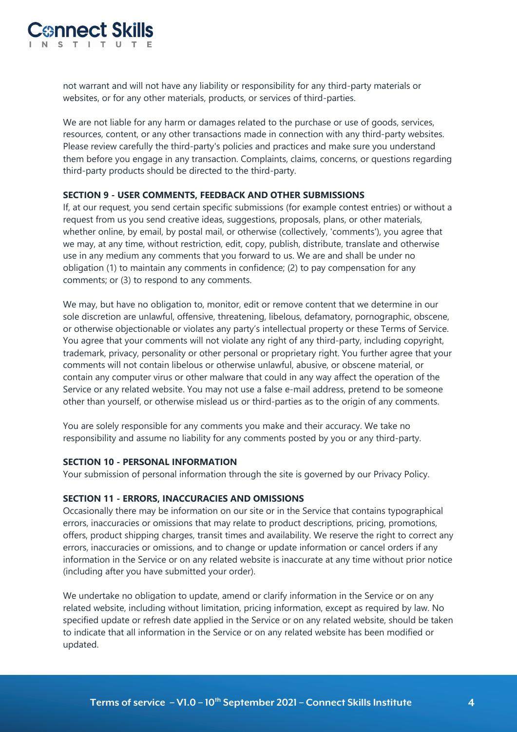not warrant and will not have any liability or responsibility for any third-party materials or websites, or for any other materials, products, or services of third-parties.

We are not liable for any harm or damages related to the purchase or use of goods, services, resources, content, or any other transactions made in connection with any third-party websites. Please review carefully the third-party's policies and practices and make sure you understand them before you engage in any transaction. Complaints, claims, concerns, or questions regarding third-party products should be directed to the third-party.

**SECTION 9 - USER COMMENTS, FEEDBACK AND OTHER SUBMISSIONS**

If, at our request, you send certain specific submissions (for example contest entries) or without a request from us you send creative ideas, suggestions, proposals, plans, or other materials, whether online, by email, by postal mail, or otherwise (collectively, 'comments'), you agree that we may, at any time, without restriction, edit, copy, publish, distribute, translate and otherwise use in any medium any comments that you forward to us. We are and shall be under no obligation (1) to maintain any comments in confidence; (2) to pay compensation for any comments; or (3) to respond to any comments.

We may, but have no obligation to, monitor, edit or remove content that we determine in our sole discretion are unlawful, offensive, threatening, libelous, defamatory, pornographic, obscene, or otherwise objectionable or violates any party's intellectual property or these Terms of Service. You agree that your comments will not violate any right of any third-party, including copyright, trademark, privacy, personality or other personal or proprietary right. You further agree that your comments will not contain libelous or otherwise unlawful, abusive, or obscene material, or contain any computer virus or other malware that could in any way affect the operation of the Service or any related website. You may not use a false e-mail address, pretend to be someone other than yourself, or otherwise mislead us or third-parties as to the origin of any comments.

You are solely responsible for any comments you make and their accuracy. We take no responsibility and assume no liability for any comments posted by you or any third-party.

**SECTION 10 - PERSONAL INFORMATION**

Your submission of personal information through the site is governed by our Privacy Policy.

**SECTION 11 - ERRORS, INACCURACIES AND OMISSIONS**

Occasionally there may be information on our site or in the Service that contains typographical errors, inaccuracies or omissions that may relate to product descriptions, pricing, promotions, offers, product shipping charges, transit times and availability. We reserve the right to correct any errors, inaccuracies or omissions, and to change or update information or cancel orders if any information in the Service or on any related website is inaccurate at any time without prior notice (including after you have submitted your order).

We undertake no obligation to update, amend or clarify information in the Service or on any related website, including without limitation, pricing information, except as required by law. No specified update or refresh date applied in the Service or on any related website, should be taken to indicate that all information in the Service or on any related website has been modified or updated.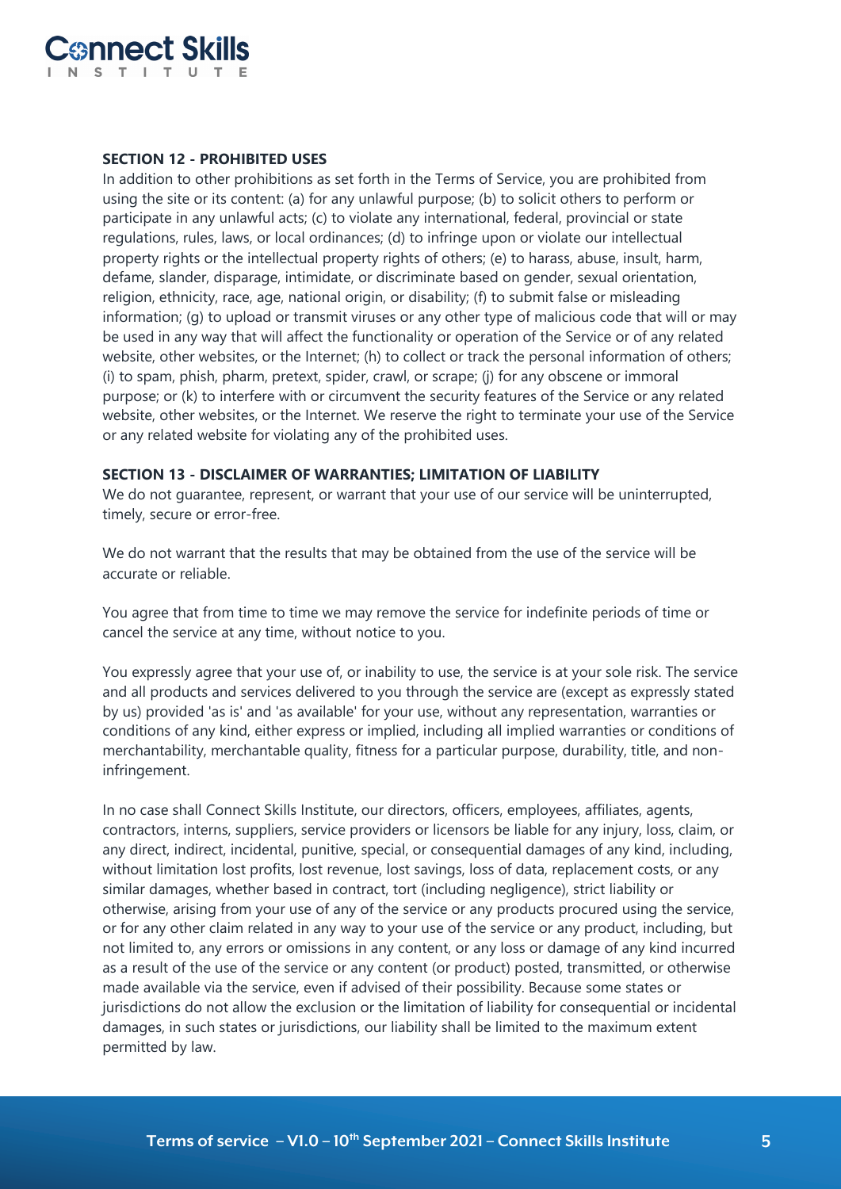**SECTION 12 - PROHIBITED USES**

In addition to other prohibitions as set forth in the Terms of Service, you are prohibited from using the site or its content: (a) for any unlawful purpose; (b) to solicit others to perform or participate in any unlawful acts; (c) to violate any international, federal, provincial or state regulations, rules, laws, or local ordinances; (d) to infringe upon or violate our intellectual property rights or the intellectual property rights of others; (e) to harass, abuse, insult, harm, defame, slander, disparage, intimidate, or discriminate based on gender, sexual orientation, religion, ethnicity, race, age, national origin, or disability; (f) to submit false or misleading information; (g) to upload or transmit viruses or any other type of malicious code that will or may be used in any way that will affect the functionality or operation of the Service or of any related website, other websites, or the Internet; (h) to collect or track the personal information of others; (i) to spam, phish, pharm, pretext, spider, crawl, or scrape; (j) for any obscene or immoral purpose; or (k) to interfere with or circumvent the security features of the Service or any related website, other websites, or the Internet. We reserve the right to terminate your use of the Service or any related website for violating any of the prohibited uses.

**SECTION 13 - DISCLAIMER OF WARRANTIES; LIMITATION OF LIABILITY**

We do not guarantee, represent, or warrant that your use of our service will be uninterrupted, timely, secure or error-free.

We do not warrant that the results that may be obtained from the use of the service will be accurate or reliable.

You agree that from time to time we may remove the service for indefinite periods of time or cancel the service at any time, without notice to you.

You expressly agree that your use of, or inability to use, the service is at your sole risk. The service and all products and services delivered to you through the service are (except as expressly stated by us) provided 'as is' and 'as available' for your use, without any representation, warranties or conditions of any kind, either express or implied, including all implied warranties or conditions of merchantability, merchantable quality, fitness for a particular purpose, durability, title, and non-infringement.

In no case shall Connect Skills Institute, our directors, officers, employees, affiliates, agents, contractors, interns, suppliers, service providers or licensors be liable for any injury, loss, claim, or any direct, indirect, incidental, punitive, special, or consequential damages of any kind, including, without limitation lost profits, lost revenue, lost savings, loss of data, replacement costs, or any similar damages, whether based in contract, tort (including negligence), strict liability or otherwise, arising from your use of any of the service or any products procured using the service, or for any other claim related in any way to your use of the service or any product, including, but not limited to, any errors or omissions in any content, or any loss or damage of any kind incurred as a result of the use of the service or any content (or product) posted, transmitted, or otherwise made available via the service, even if advised of their possibility. Because some states or jurisdictions do not allow the exclusion or the limitation of liability for consequential or incidental damages, in such states or jurisdictions, our liability shall be limited to the maximum extent permitted by law.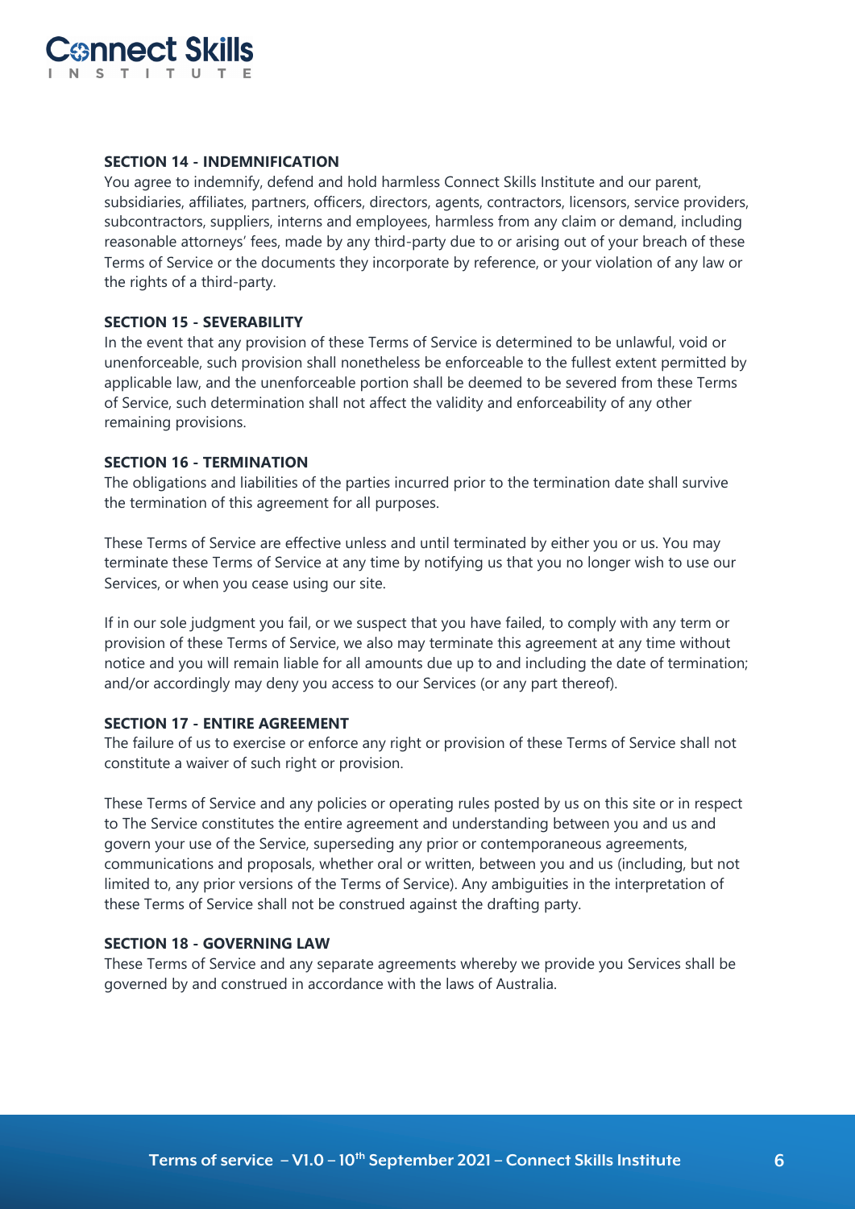**SECTION 14 - INDEMNIFICATION**

You agree to indemnify, defend and hold harmless Connect Skills Institute and our parent, subsidiaries, affiliates, partners, officers, directors, agents, contractors, licensors, service providers, subcontractors, suppliers, interns and employees, harmless from any claim or demand, including reasonable attorneys' fees, made by any third-party due to or arising out of your breach of these Terms of Service or the documents they incorporate by reference, or your violation of any law or the rights of a third-party.

**SECTION 15 - SEVERABILITY**

In the event that any provision of these Terms of Service is determined to be unlawful, void or unenforceable, such provision shall nonetheless be enforceable to the fullest extent permitted by applicable law, and the unenforceable portion shall be deemed to be severed from these Terms of Service, such determination shall not affect the validity and enforceability of any other remaining provisions.

**SECTION 16 - TERMINATION**

The obligations and liabilities of the parties incurred prior to the termination date shall survive the termination of this agreement for all purposes.

These Terms of Service are effective unless and until terminated by either you or us. You may terminate these Terms of Service at any time by notifying us that you no longer wish to use our Services, or when you cease using our site.

If in our sole judgment you fail, or we suspect that you have failed, to comply with any term or provision of these Terms of Service, we also may terminate this agreement at any time without notice and you will remain liable for all amounts due up to and including the date of termination; and/or accordingly may deny you access to our Services (or any part thereof).

**SECTION 17 - ENTIRE AGREEMENT**

The failure of us to exercise or enforce any right or provision of these Terms of Service shall not constitute a waiver of such right or provision.

These Terms of Service and any policies or operating rules posted by us on this site or in respect to The Service constitutes the entire agreement and understanding between you and us and govern your use of the Service, superseding any prior or contemporaneous agreements, communications and proposals, whether oral or written, between you and us (including, but not limited to, any prior versions of the Terms of Service). Any ambiguities in the interpretation of these Terms of Service shall not be construed against the drafting party.

**SECTION 18 - GOVERNING LAW**

These Terms of Service and any separate agreements whereby we provide you Services shall be governed by and construed in accordance with the laws of Australia.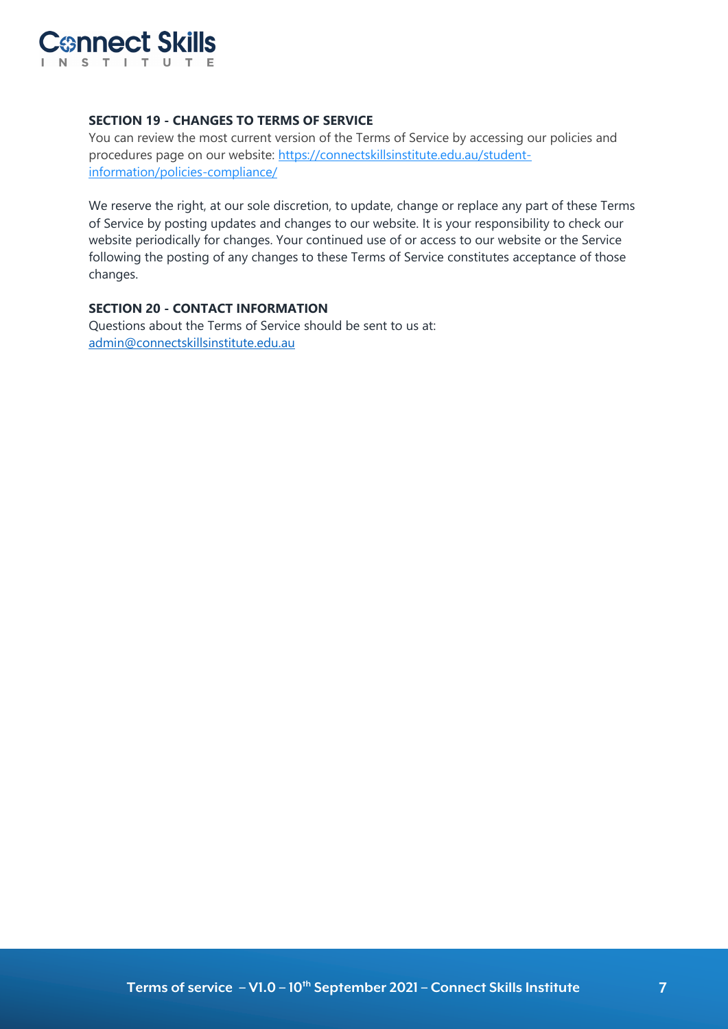**SECTION 19 - CHANGES TO TERMS OF SERVICE**

You can review the most current version of the Terms of Service by accessing our policies and procedures page on our website: https://connectskillsinstitute.edu.au/student-information/policies-compliance/

We reserve the right, at our sole discretion, to update, change or replace any part of these Terms of Service by posting updates and changes to our website. It is your responsibility to check our website periodically for changes. Your continued use of or access to our website or the Service following the posting of any changes to these Terms of Service constitutes acceptance of those changes.

**SECTION 20 - CONTACT INFORMATION**

Questions about the Terms of Service should be sent to us at:
admin@connectskillsinstitute.edu.au